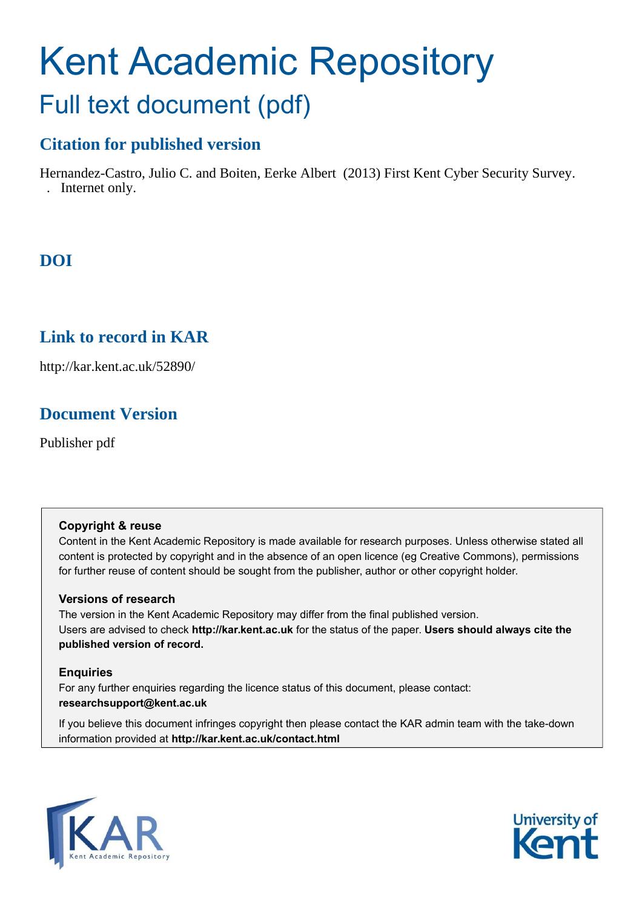# Kent Academic Repository

## Full text document (pdf)

### Citation for published version

Hernandez-Castro, Julio C. and Boiten, Eerke Albert (2013) First Kent Cyber Security Survey. . Internet only.

### DOI

### Link to record in KAR

http://kar.kent.ac.uk/52890/

### Document Version

Publisher pdf

**Copyright & reuse**

Content in the Kent Academic Repository is made available for research purposes. Unless otherwise stated all content is protected by copyright and in the absence of an open licence (eg Creative Commons), permissions for further reuse of content should be sought from the publisher, author or other copyright holder.

**Versions of research**

The version in the Kent Academic Repository may differ from the final published version. Users are advised to check **http://kar.kent.ac.uk** for the status of the paper. **Users should always cite the published version of record.**

**Enquiries**

For any further enquiries regarding the licence status of this document, please contact: **researchsupport@kent.ac.uk**

If you believe this document infringes copyright then please contact the KAR admin team with the take-down information provided at **http://kar.kent.ac.uk/contact.html**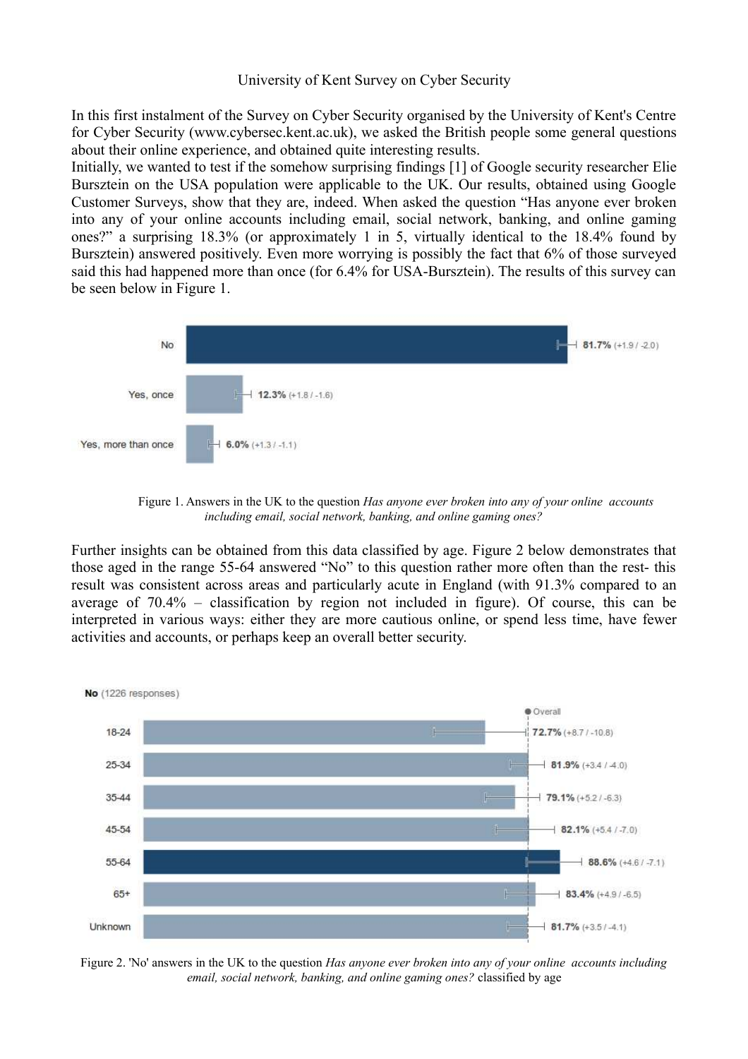University of Kent Survey on Cyber Security

In this first instalment of the Survey on Cyber Security organised by the University of Kent's Centre for Cyber Security (www.cybersec.kent.ac.uk), we asked the British people some general questions about their online experience, and obtained quite interesting results.

Initially, we wanted to test if the somehow surprising findings [1] of Google security researcher Elie Bursztein on the USA population were applicable to the UK. Our results, obtained using Google Customer Surveys, show that they are, indeed. When asked the question "Has anyone ever broken into any of your online accounts including email, social network, banking, and online gaming ones?" a surprising 18.3% (or approximately 1 in 5, virtually identical to the 18.4% found by Bursztein) answered positively. Even more worrying is possibly the fact that 6% of those surveyed said this had happened more than once (for 6.4% for USA-Bursztein). The results of this survey can be seen below in Figure 1.

| Answer | Percentage |
|---|---|
| No | 81.7% (+1.9 / -2.0) |
| Yes, once | 12.3% (+1.8 / -1.6) |
| Yes, more than once | 6.0% (+1.3 / -1.1) |

Figure 1. Answers in the UK to the question *Has anyone ever broken into any of your online accounts including email, social network, banking, and online gaming ones?*

Further insights can be obtained from this data classified by age. Figure 2 below demonstrates that those aged in the range 55-64 answered "No" to this question rather more often than the rest- this result was consistent across areas and particularly acute in England (with 91.3% compared to an average of 70.4% – classification by region not included in figure). Of course, this can be interpreted in various ways: either they are more cautious online, or spend less time, have fewer activities and accounts, or perhaps keep an overall better security.

**No** (1226 responses)

| Age | Percentage |
|---|---|
| 18-24 | 72.7% (+8.7 / -10.8) |
| 25-34 | 81.9% (+3.4 / -4.0) |
| 35-44 | 79.1% (+5.2 / -6.3) |
| 45-54 | 82.1% (+5.4 / -7.0) |
| 55-64 | 88.6% (+4.6 / -7.1) |
| 65+ | 83.4% (+4.9 / -6.5) |
| Unknown | 81.7% (+3.5 / -4.1) |

Figure 2. 'No' answers in the UK to the question *Has anyone ever broken into any of your online accounts including email, social network, banking, and online gaming ones?* classified by age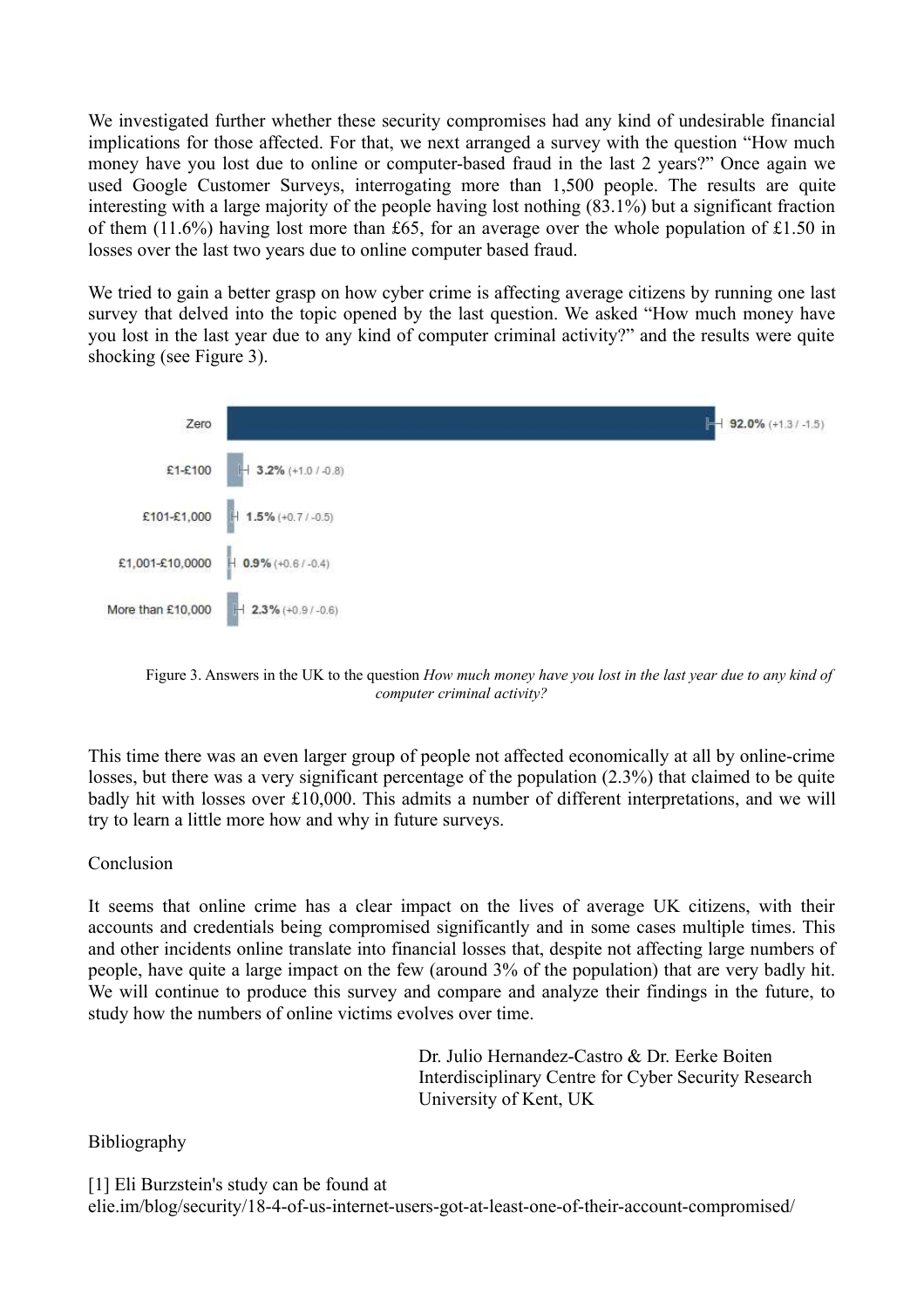We investigated further whether these security compromises had any kind of undesirable financial implications for those affected. For that, we next arranged a survey with the question "How much money have you lost due to online or computer-based fraud in the last 2 years?" Once again we used Google Customer Surveys, interrogating more than 1,500 people. The results are quite interesting with a large majority of the people having lost nothing (83.1%) but a significant fraction of them (11.6%) having lost more than £65, for an average over the whole population of £1.50 in losses over the last two years due to online computer based fraud.

We tried to gain a better grasp on how cyber crime is affecting average citizens by running one last survey that delved into the topic opened by the last question. We asked "How much money have you lost in the last year due to any kind of computer criminal activity?" and the results were quite shocking (see Figure 3).

Zero 92.0% (+1.3 / -1.5)
£1-£100 3.2% (+1.0 / -0.8)
£101-£1,000 1.5% (+0.7 / -0.5)
£1,001-£10,0000 0.9% (+0.6 / -0.4)
More than £10,000 2.3% (+0.9 / -0.6)

Figure 3. Answers in the UK to the question *How much money have you lost in the last year due to any kind of computer criminal activity?*

This time there was an even larger group of people not affected economically at all by online-crime losses, but there was a very significant percentage of the population (2.3%) that claimed to be quite badly hit with losses over £10,000. This admits a number of different interpretations, and we will try to learn a little more how and why in future surveys.

## Conclusion

It seems that online crime has a clear impact on the lives of average UK citizens, with their accounts and credentials being compromised significantly and in some cases multiple times. This and other incidents online translate into financial losses that, despite not affecting large numbers of people, have quite a large impact on the few (around 3% of the population) that are very badly hit. We will continue to produce this survey and compare and analyze their findings in the future, to study how the numbers of online victims evolves over time.

Dr. Julio Hernandez-Castro & Dr. Eerke Boiten
Interdisciplinary Centre for Cyber Security Research
University of Kent, UK

## Bibliography

[1] Eli Burzstein's study can be found at elie.im/blog/security/18-4-of-us-internet-users-got-at-least-one-of-their-account-compromised/